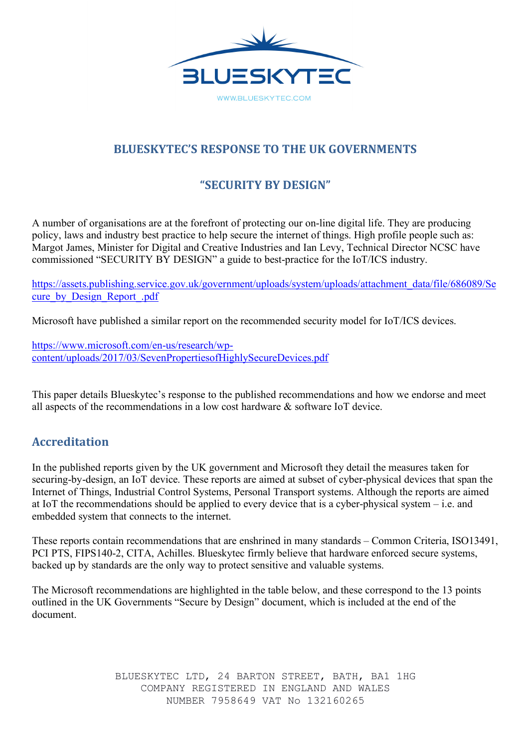BLUESKYTEC

WWW.BLUESKYTEC.COM

## BLUESKYTEC'S RESPONSE TO THE UK GOVERNMENTS

## "SECURITY BY DESIGN"

A number of organisations are at the forefront of protecting our on-line digital life. They are producing policy, laws and industry best practice to help secure the internet of things. High profile people such as: Margot James, Minister for Digital and Creative Industries and Ian Levy, Technical Director NCSC have commissioned "SECURITY BY DESIGN" a guide to best-practice for the IoT/ICS industry.

https://assets.publishing.service.gov.uk/government/uploads/system/uploads/attachment_data/file/686089/Secure_by_Design_Report_.pdf

Microsoft have published a similar report on the recommended security model for IoT/ICS devices.

https://www.microsoft.com/en-us/research/wp-content/uploads/2017/03/SevenPropertiesofHighlySecureDevices.pdf

This paper details Blueskytec's response to the published recommendations and how we endorse and meet all aspects of the recommendations in a low cost hardware & software IoT device.

## Accreditation

In the published reports given by the UK government and Microsoft they detail the measures taken for securing-by-design, an IoT device. These reports are aimed at subset of cyber-physical devices that span the Internet of Things, Industrial Control Systems, Personal Transport systems. Although the reports are aimed at IoT the recommendations should be applied to every device that is a cyber-physical system – i.e. and embedded system that connects to the internet.

These reports contain recommendations that are enshrined in many standards – Common Criteria, ISO13491, PCI PTS, FIPS140-2, CITA, Achilles. Blueskytec firmly believe that hardware enforced secure systems, backed up by standards are the only way to protect sensitive and valuable systems.

The Microsoft recommendations are highlighted in the table below, and these correspond to the 13 points outlined in the UK Governments "Secure by Design" document, which is included at the end of the document.

BLUESKYTEC LTD, 24 BARTON STREET, BATH, BA1 1HG
COMPANY REGISTERED IN ENGLAND AND WALES
NUMBER 7958649 VAT No 132160265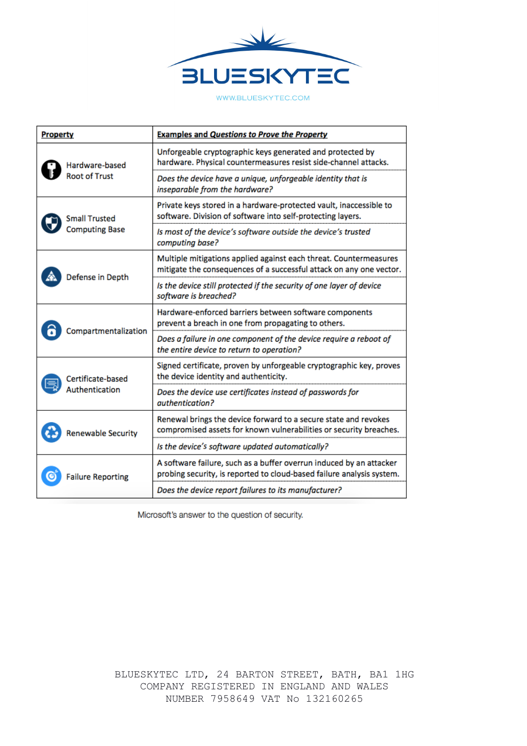| **Property** | **Examples and Questions to Prove the Property** |
| --- | --- |
| Hardware-based Root of Trust | Unforgeable cryptographic keys generated and protected by hardware. Physical countermeasures resist side-channel attacks. |
| | *Does the device have a unique, unforgeable identity that is inseparable from the hardware?* |
| Small Trusted Computing Base | Private keys stored in a hardware-protected vault, inaccessible to software. Division of software into self-protecting layers. |
| | *Is most of the device's software outside the device's trusted computing base?* |
| Defense in Depth | Multiple mitigations applied against each threat. Countermeasures mitigate the consequences of a successful attack on any one vector. |
| | *Is the device still protected if the security of one layer of device software is breached?* |
| Compartmentalization | Hardware-enforced barriers between software components prevent a breach in one from propagating to others. |
| | *Does a failure in one component of the device require a reboot of the entire device to return to operation?* |
| Certificate-based Authentication | Signed certificate, proven by unforgeable cryptographic key, proves the device identity and authenticity. |
| | *Does the device use certificates instead of passwords for authentication?* |
| Renewable Security | Renewal brings the device forward to a secure state and revokes compromised assets for known vulnerabilities or security breaches. |
| | *Is the device's software updated automatically?* |
| Failure Reporting | A software failure, such as a buffer overrun induced by an attacker probing security, is reported to cloud-based failure analysis system. |
| | *Does the device report failures to its manufacturer?* |

Microsoft's answer to the question of security.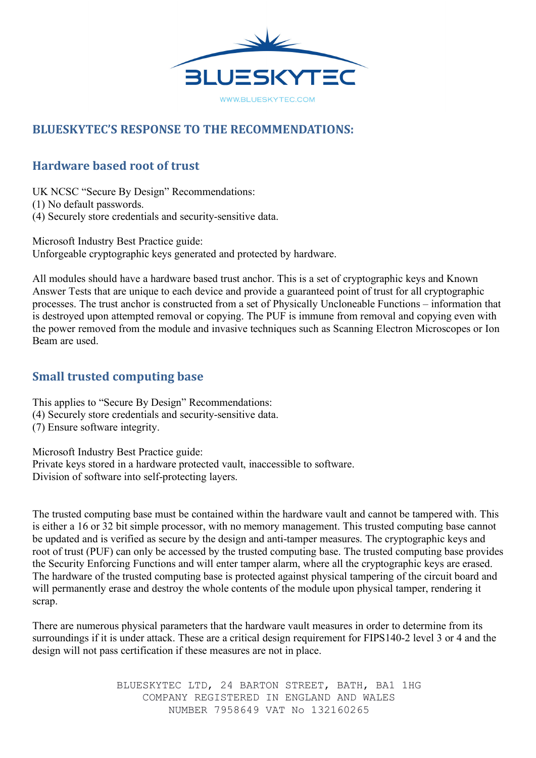## BLUESKYTEC'S RESPONSE TO THE RECOMMENDATIONS:

### Hardware based root of trust

UK NCSC "Secure By Design" Recommendations:
(1) No default passwords.
(4) Securely store credentials and security-sensitive data.

Microsoft Industry Best Practice guide:
Unforgeable cryptographic keys generated and protected by hardware.

All modules should have a hardware based trust anchor. This is a set of cryptographic keys and Known Answer Tests that are unique to each device and provide a guaranteed point of trust for all cryptographic processes. The trust anchor is constructed from a set of Physically Uncloneable Functions – information that is destroyed upon attempted removal or copying. The PUF is immune from removal and copying even with the power removed from the module and invasive techniques such as Scanning Electron Microscopes or Ion Beam are used.

### Small trusted computing base

This applies to "Secure By Design" Recommendations:
(4) Securely store credentials and security-sensitive data.
(7) Ensure software integrity.

Microsoft Industry Best Practice guide:
Private keys stored in a hardware protected vault, inaccessible to software.
Division of software into self-protecting layers.

The trusted computing base must be contained within the hardware vault and cannot be tampered with. This is either a 16 or 32 bit simple processor, with no memory management. This trusted computing base cannot be updated and is verified as secure by the design and anti-tamper measures. The cryptographic keys and root of trust (PUF) can only be accessed by the trusted computing base. The trusted computing base provides the Security Enforcing Functions and will enter tamper alarm, where all the cryptographic keys are erased. The hardware of the trusted computing base is protected against physical tampering of the circuit board and will permanently erase and destroy the whole contents of the module upon physical tamper, rendering it scrap.

There are numerous physical parameters that the hardware vault measures in order to determine from its surroundings if it is under attack. These are a critical design requirement for FIPS140-2 level 3 or 4 and the design will not pass certification if these measures are not in place.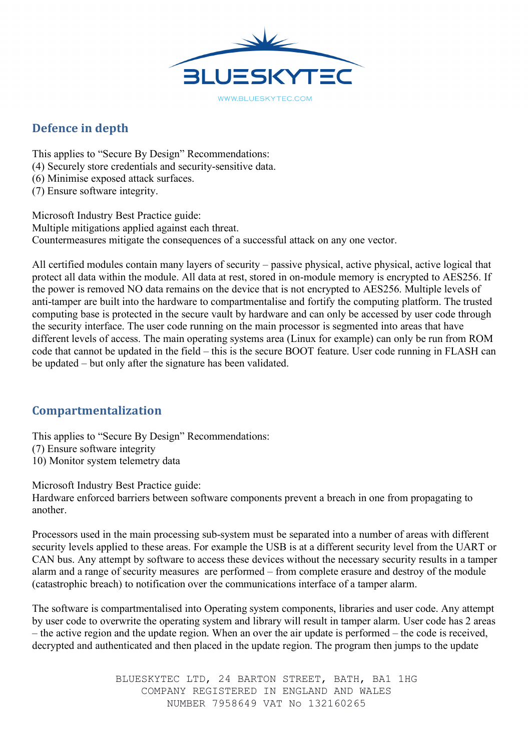## Defence in depth

This applies to "Secure By Design" Recommendations:
(4) Securely store credentials and security-sensitive data.
(6) Minimise exposed attack surfaces.
(7) Ensure software integrity.

Microsoft Industry Best Practice guide:
Multiple mitigations applied against each threat.
Countermeasures mitigate the consequences of a successful attack on any one vector.

All certified modules contain many layers of security – passive physical, active physical, active logical that protect all data within the module. All data at rest, stored in on-module memory is encrypted to AES256. If the power is removed NO data remains on the device that is not encrypted to AES256. Multiple levels of anti-tamper are built into the hardware to compartmentalise and fortify the computing platform. The trusted computing base is protected in the secure vault by hardware and can only be accessed by user code through the security interface. The user code running on the main processor is segmented into areas that have different levels of access. The main operating systems area (Linux for example) can only be run from ROM code that cannot be updated in the field – this is the secure BOOT feature. User code running in FLASH can be updated – but only after the signature has been validated.

## Compartmentalization

This applies to "Secure By Design" Recommendations:
(7) Ensure software integrity
10) Monitor system telemetry data

Microsoft Industry Best Practice guide:
Hardware enforced barriers between software components prevent a breach in one from propagating to another.

Processors used in the main processing sub-system must be separated into a number of areas with different security levels applied to these areas. For example the USB is at a different security level from the UART or CAN bus. Any attempt by software to access these devices without the necessary security results in a tamper alarm and a range of security measures are performed – from complete erasure and destroy of the module (catastrophic breach) to notification over the communications interface of a tamper alarm.

The software is compartmentalised into Operating system components, libraries and user code. Any attempt by user code to overwrite the operating system and library will result in tamper alarm. User code has 2 areas – the active region and the update region. When an over the air update is performed – the code is received, decrypted and authenticated and then placed in the update region. The program then jumps to the update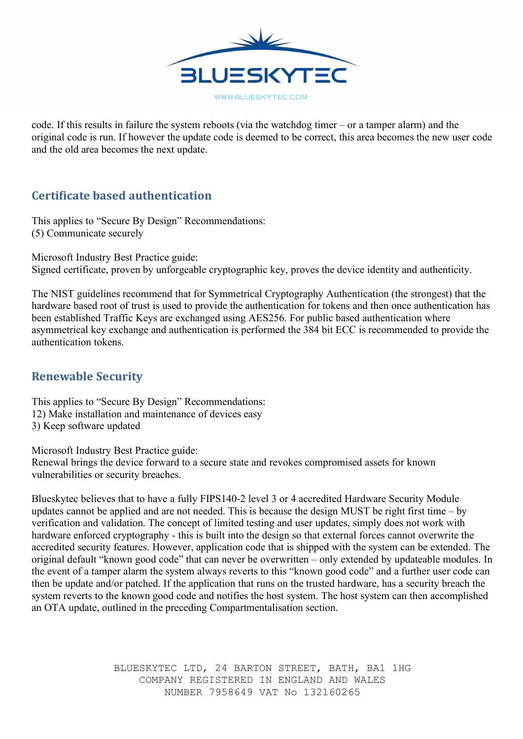code. If this results in failure the system reboots (via the watchdog timer – or a tamper alarm) and the original code is run. If however the update code is deemed to be correct, this area becomes the new user code and the old area becomes the next update.

## Certificate based authentication

This applies to "Secure By Design" Recommendations:
(5) Communicate securely

Microsoft Industry Best Practice guide:
Signed certificate, proven by unforgeable cryptographic key, proves the device identity and authenticity.

The NIST guidelines recommend that for Symmetrical Cryptography Authentication (the strongest) that the hardware based root of trust is used to provide the authentication for tokens and then once authentication has been established Traffic Keys are exchanged using AES256. For public based authentication where asymmetrical key exchange and authentication is performed the 384 bit ECC is recommended to provide the authentication tokens.

## Renewable Security

This applies to "Secure By Design" Recommendations:
12) Make installation and maintenance of devices easy
3) Keep software updated

Microsoft Industry Best Practice guide:
Renewal brings the device forward to a secure state and revokes compromised assets for known vulnerabilities or security breaches.

Blueskytec believes that to have a fully FIPS140-2 level 3 or 4 accredited Hardware Security Module updates cannot be applied and are not needed. This is because the design MUST be right first time – by verification and validation. The concept of limited testing and user updates, simply does not work with hardware enforced cryptography - this is built into the design so that external forces cannot overwrite the accredited security features. However, application code that is shipped with the system can be extended. The original default "known good code" that can never be overwritten – only extended by updateable modules. In the event of a tamper alarm the system always reverts to this "known good code" and a further user code can then be update and/or patched. If the application that runs on the trusted hardware, has a security breach the system reverts to the known good code and notifies the host system. The host system can then accomplished an OTA update, outlined in the preceding Compartmentalisation section.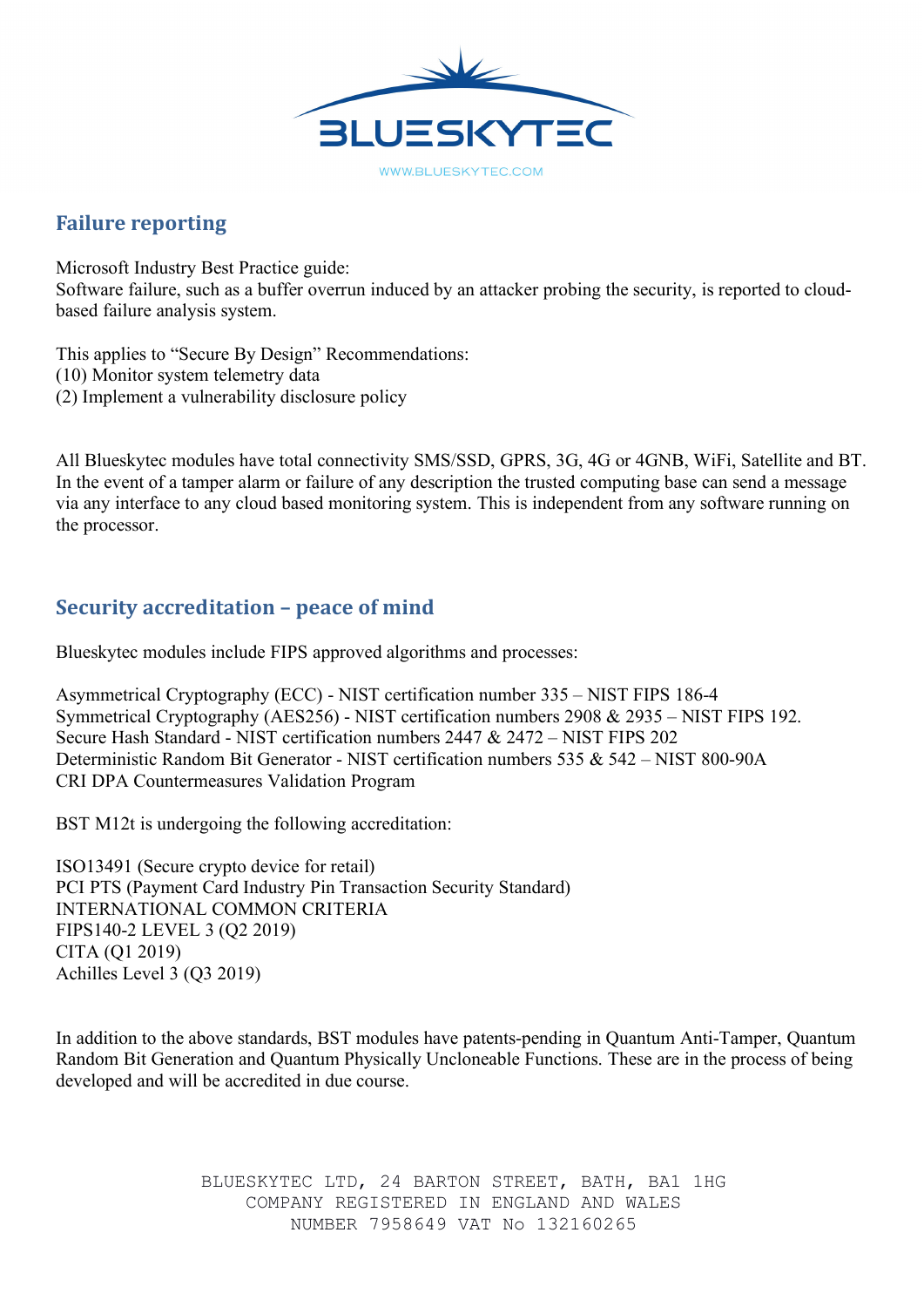## Failure reporting

Microsoft Industry Best Practice guide:
Software failure, such as a buffer overrun induced by an attacker probing the security, is reported to cloud-based failure analysis system.

This applies to "Secure By Design" Recommendations:
(10) Monitor system telemetry data
(2) Implement a vulnerability disclosure policy

All Blueskytec modules have total connectivity SMS/SSD, GPRS, 3G, 4G or 4GNB, WiFi, Satellite and BT. In the event of a tamper alarm or failure of any description the trusted computing base can send a message via any interface to any cloud based monitoring system. This is independent from any software running on the processor.

## Security accreditation – peace of mind

Blueskytec modules include FIPS approved algorithms and processes:

Asymmetrical Cryptography (ECC) - NIST certification number 335 – NIST FIPS 186-4
Symmetrical Cryptography (AES256) - NIST certification numbers 2908 & 2935 – NIST FIPS 192.
Secure Hash Standard - NIST certification numbers 2447 & 2472 – NIST FIPS 202
Deterministic Random Bit Generator - NIST certification numbers 535 & 542 – NIST 800-90A
CRI DPA Countermeasures Validation Program

BST M12t is undergoing the following accreditation:

ISO13491 (Secure crypto device for retail)
PCI PTS (Payment Card Industry Pin Transaction Security Standard)
INTERNATIONAL COMMON CRITERIA
FIPS140-2 LEVEL 3 (Q2 2019)
CITA (Q1 2019)
Achilles Level 3 (Q3 2019)

In addition to the above standards, BST modules have patents-pending in Quantum Anti-Tamper, Quantum Random Bit Generation and Quantum Physically Uncloneable Functions. These are in the process of being developed and will be accredited in due course.

BLUESKYTEC LTD, 24 BARTON STREET, BATH, BA1 1HG
COMPANY REGISTERED IN ENGLAND AND WALES
NUMBER 7958649 VAT No 132160265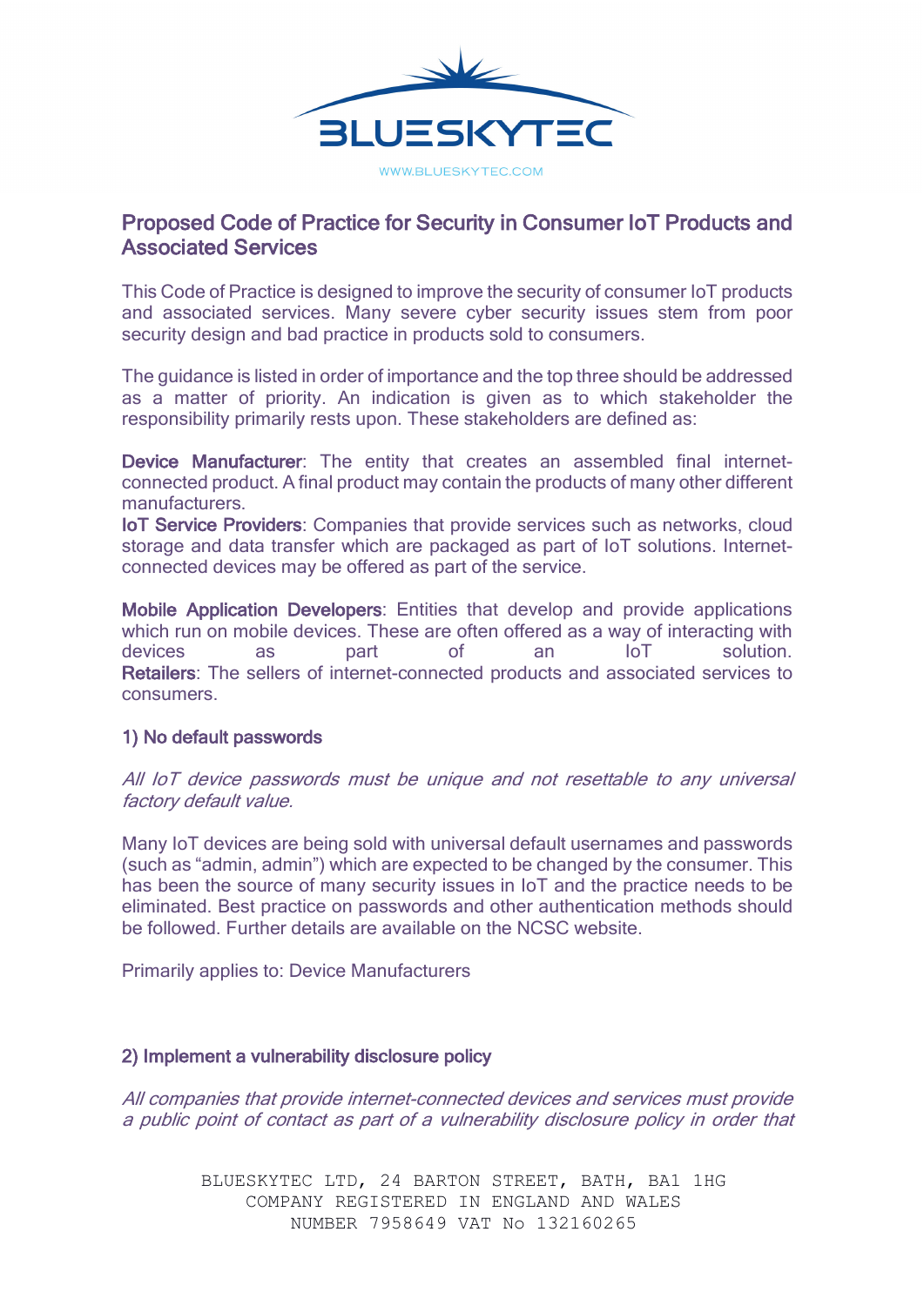## Proposed Code of Practice for Security in Consumer IoT Products and Associated Services

This Code of Practice is designed to improve the security of consumer IoT products and associated services. Many severe cyber security issues stem from poor security design and bad practice in products sold to consumers.

The guidance is listed in order of importance and the top three should be addressed as a matter of priority. An indication is given as to which stakeholder the responsibility primarily rests upon. These stakeholders are defined as:

**Device Manufacturer**: The entity that creates an assembled final internet-connected product. A final product may contain the products of many other different manufacturers.
**IoT Service Providers**: Companies that provide services such as networks, cloud storage and data transfer which are packaged as part of IoT solutions. Internet-connected devices may be offered as part of the service.

**Mobile Application Developers**: Entities that develop and provide applications which run on mobile devices. These are often offered as a way of interacting with devices as part of an IoT solution.
**Retailers**: The sellers of internet-connected products and associated services to consumers.

### 1) No default passwords

*All IoT device passwords must be unique and not resettable to any universal factory default value.*

Many IoT devices are being sold with universal default usernames and passwords (such as "admin, admin") which are expected to be changed by the consumer. This has been the source of many security issues in IoT and the practice needs to be eliminated. Best practice on passwords and other authentication methods should be followed. Further details are available on the NCSC website.

Primarily applies to: Device Manufacturers

### 2) Implement a vulnerability disclosure policy

*All companies that provide internet-connected devices and services must provide a public point of contact as part of a vulnerability disclosure policy in order that*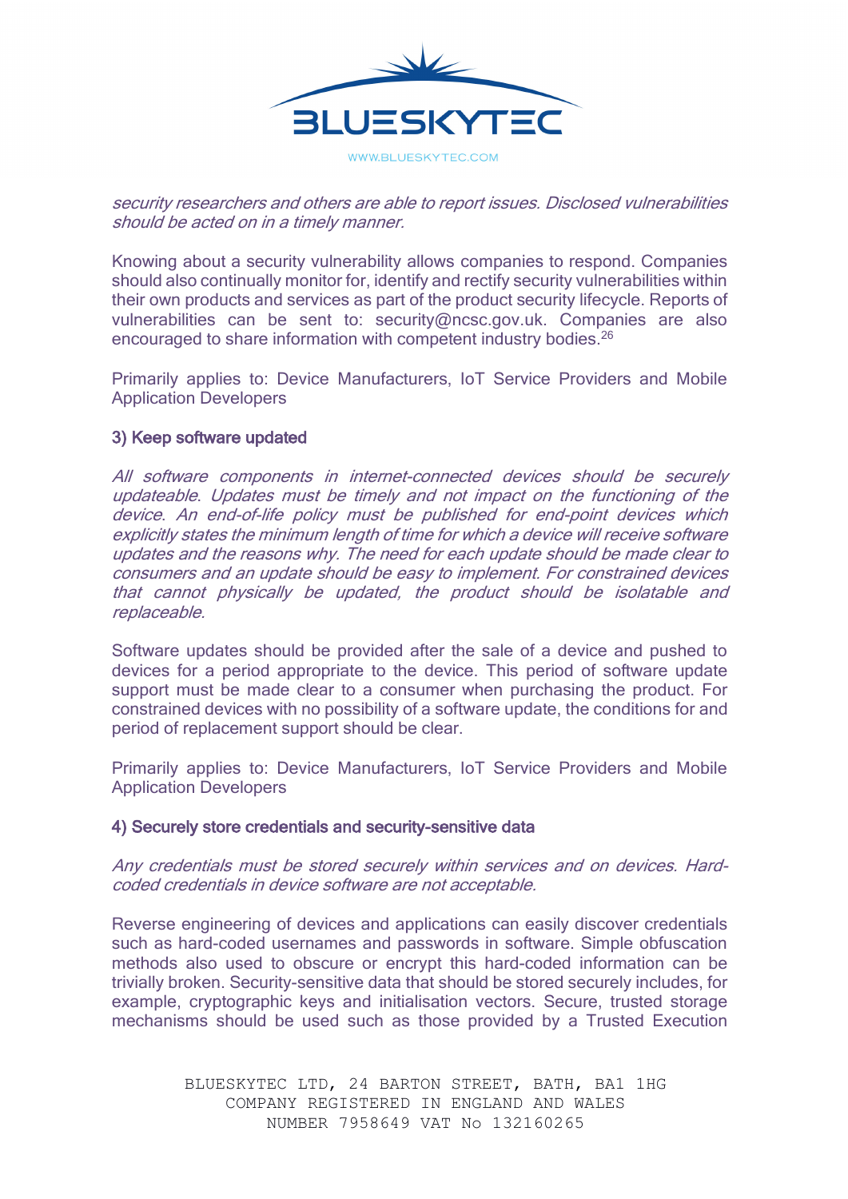*security researchers and others are able to report issues. Disclosed vulnerabilities should be acted on in a timely manner.*

Knowing about a security vulnerability allows companies to respond. Companies should also continually monitor for, identify and rectify security vulnerabilities within their own products and services as part of the product security lifecycle. Reports of vulnerabilities can be sent to: security@ncsc.gov.uk. Companies are also encouraged to share information with competent industry bodies.[26]

Primarily applies to: Device Manufacturers, IoT Service Providers and Mobile Application Developers

### 3) Keep software updated

*All software components in internet-connected devices should be securely updateable. Updates must be timely and not impact on the functioning of the device. An end-of-life policy must be published for end-point devices which explicitly states the minimum length of time for which a device will receive software updates and the reasons why. The need for each update should be made clear to consumers and an update should be easy to implement. For constrained devices that cannot physically be updated, the product should be isolatable and replaceable.*

Software updates should be provided after the sale of a device and pushed to devices for a period appropriate to the device. This period of software update support must be made clear to a consumer when purchasing the product. For constrained devices with no possibility of a software update, the conditions for and period of replacement support should be clear.

Primarily applies to: Device Manufacturers, IoT Service Providers and Mobile Application Developers

### 4) Securely store credentials and security-sensitive data

*Any credentials must be stored securely within services and on devices. Hard-coded credentials in device software are not acceptable.*

Reverse engineering of devices and applications can easily discover credentials such as hard-coded usernames and passwords in software. Simple obfuscation methods also used to obscure or encrypt this hard-coded information can be trivially broken. Security-sensitive data that should be stored securely includes, for example, cryptographic keys and initialisation vectors. Secure, trusted storage mechanisms should be used such as those provided by a Trusted Execution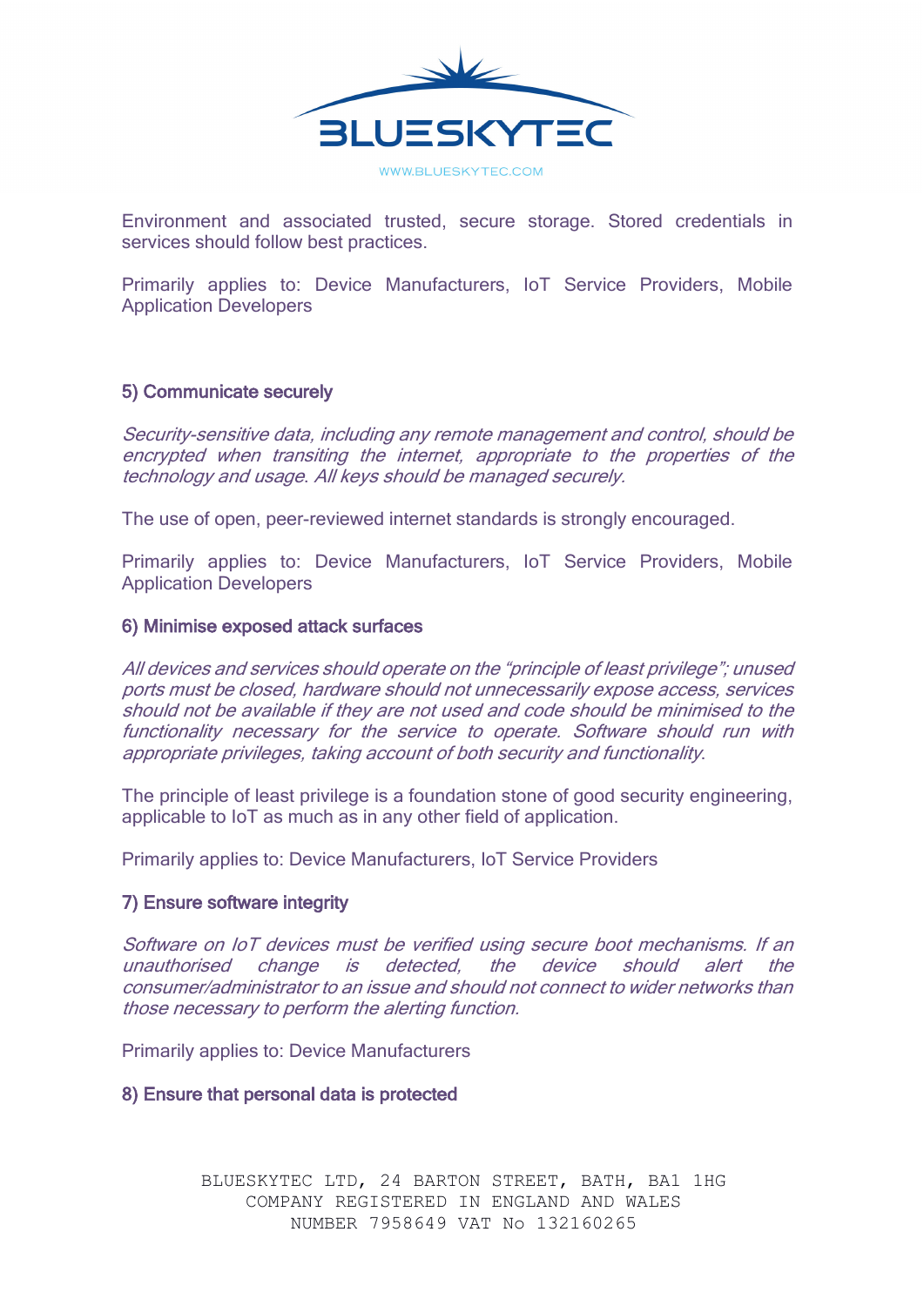Environment and associated trusted, secure storage. Stored credentials in services should follow best practices.

Primarily applies to: Device Manufacturers, IoT Service Providers, Mobile Application Developers

### 5) Communicate securely

*Security-sensitive data, including any remote management and control, should be encrypted when transiting the internet, appropriate to the properties of the technology and usage. All keys should be managed securely.*

The use of open, peer-reviewed internet standards is strongly encouraged.

Primarily applies to: Device Manufacturers, IoT Service Providers, Mobile Application Developers

### 6) Minimise exposed attack surfaces

*All devices and services should operate on the "principle of least privilege"; unused ports must be closed, hardware should not unnecessarily expose access, services should not be available if they are not used and code should be minimised to the functionality necessary for the service to operate. Software should run with appropriate privileges, taking account of both security and functionality.*

The principle of least privilege is a foundation stone of good security engineering, applicable to IoT as much as in any other field of application.

Primarily applies to: Device Manufacturers, IoT Service Providers

### 7) Ensure software integrity

*Software on IoT devices must be verified using secure boot mechanisms. If an unauthorised change is detected, the device should alert the consumer/administrator to an issue and should not connect to wider networks than those necessary to perform the alerting function.*

Primarily applies to: Device Manufacturers

### 8) Ensure that personal data is protected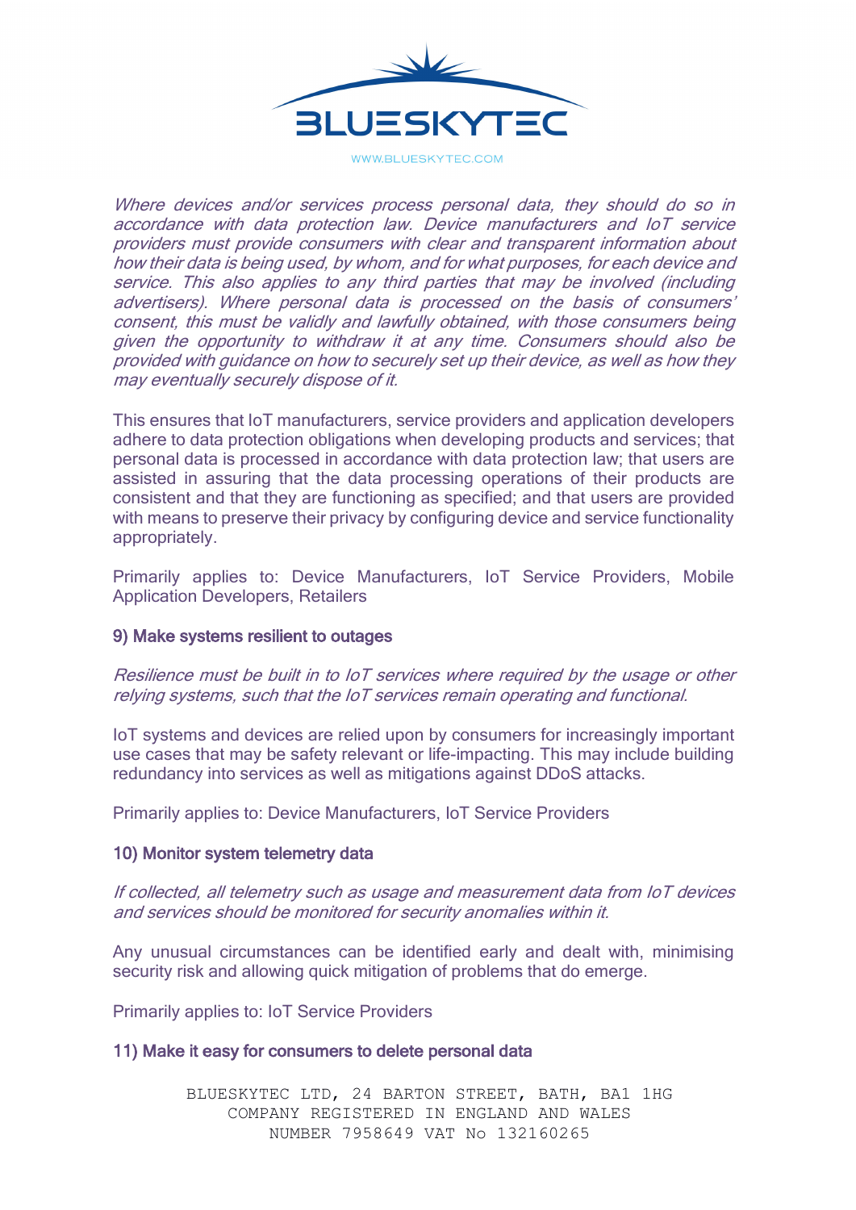*Where devices and/or services process personal data, they should do so in accordance with data protection law. Device manufacturers and IoT service providers must provide consumers with clear and transparent information about how their data is being used, by whom, and for what purposes, for each device and service. This also applies to any third parties that may be involved (including advertisers). Where personal data is processed on the basis of consumers' consent, this must be validly and lawfully obtained, with those consumers being given the opportunity to withdraw it at any time. Consumers should also be provided with guidance on how to securely set up their device, as well as how they may eventually securely dispose of it.*

This ensures that IoT manufacturers, service providers and application developers adhere to data protection obligations when developing products and services; that personal data is processed in accordance with data protection law; that users are assisted in assuring that the data processing operations of their products are consistent and that they are functioning as specified; and that users are provided with means to preserve their privacy by configuring device and service functionality appropriately.

Primarily applies to: Device Manufacturers, IoT Service Providers, Mobile Application Developers, Retailers

### 9) Make systems resilient to outages

*Resilience must be built in to IoT services where required by the usage or other relying systems, such that the IoT services remain operating and functional.*

IoT systems and devices are relied upon by consumers for increasingly important use cases that may be safety relevant or life-impacting. This may include building redundancy into services as well as mitigations against DDoS attacks.

Primarily applies to: Device Manufacturers, IoT Service Providers

### 10) Monitor system telemetry data

*If collected, all telemetry such as usage and measurement data from IoT devices and services should be monitored for security anomalies within it.*

Any unusual circumstances can be identified early and dealt with, minimising security risk and allowing quick mitigation of problems that do emerge.

Primarily applies to: IoT Service Providers

### 11) Make it easy for consumers to delete personal data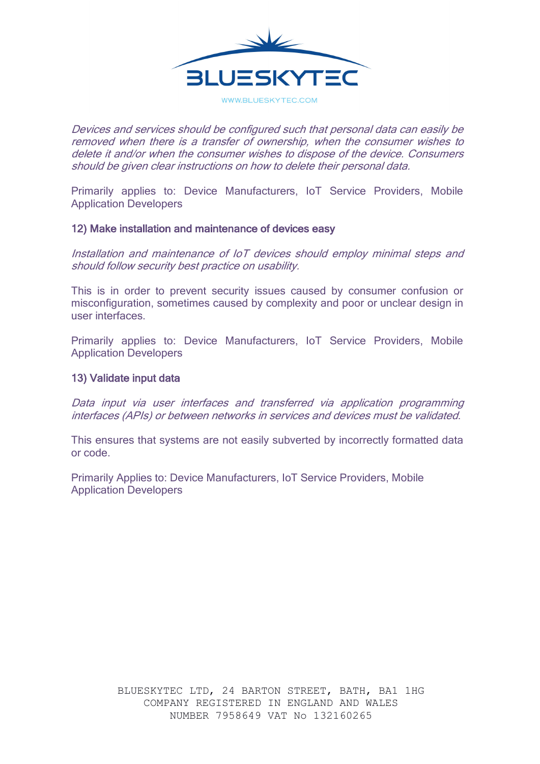*Devices and services should be configured such that personal data can easily be removed when there is a transfer of ownership, when the consumer wishes to delete it and/or when the consumer wishes to dispose of the device. Consumers should be given clear instructions on how to delete their personal data.*

Primarily applies to: Device Manufacturers, IoT Service Providers, Mobile Application Developers

### 12) Make installation and maintenance of devices easy

*Installation and maintenance of IoT devices should employ minimal steps and should follow security best practice on usability.*

This is in order to prevent security issues caused by consumer confusion or misconfiguration, sometimes caused by complexity and poor or unclear design in user interfaces.

Primarily applies to: Device Manufacturers, IoT Service Providers, Mobile Application Developers

### 13) Validate input data

*Data input via user interfaces and transferred via application programming interfaces (APIs) or between networks in services and devices must be validated.*

This ensures that systems are not easily subverted by incorrectly formatted data or code.

Primarily Applies to: Device Manufacturers, IoT Service Providers, Mobile Application Developers